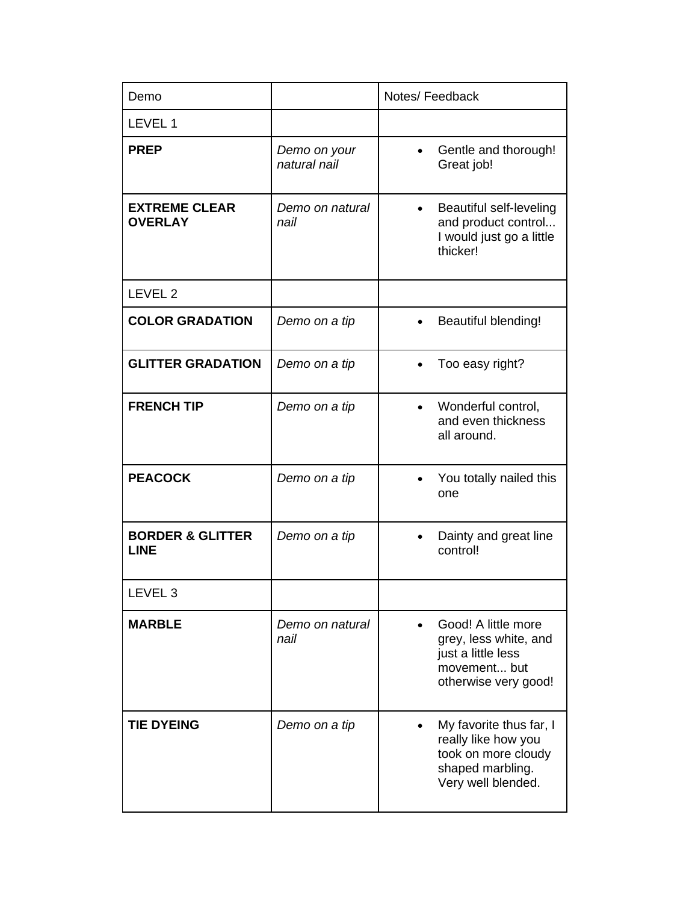| Demo | | Notes/ Feedback |
|---|---|---|
| LEVEL 1 | | |
| **PREP** | *Demo on your natural nail* | • Gentle and thorough! Great job! |
| **EXTREME CLEAR OVERLAY** | *Demo on natural nail* | • Beautiful self-leveling and product control... I would just go a little thicker! |
| LEVEL 2 | | |
| **COLOR GRADATION** | *Demo on a tip* | • Beautiful blending! |
| **GLITTER GRADATION** | *Demo on a tip* | • Too easy right? |
| **FRENCH TIP** | *Demo on a tip* | • Wonderful control, and even thickness all around. |
| **PEACOCK** | *Demo on a tip* | • You totally nailed this one |
| **BORDER & GLITTER LINE** | *Demo on a tip* | • Dainty and great line control! |
| LEVEL 3 | | |
| **MARBLE** | *Demo on natural nail* | • Good! A little more grey, less white, and just a little less movement... but otherwise very good! |
| **TIE DYEING** | *Demo on a tip* | • My favorite thus far, I really like how you took on more cloudy shaped marbling. Very well blended. |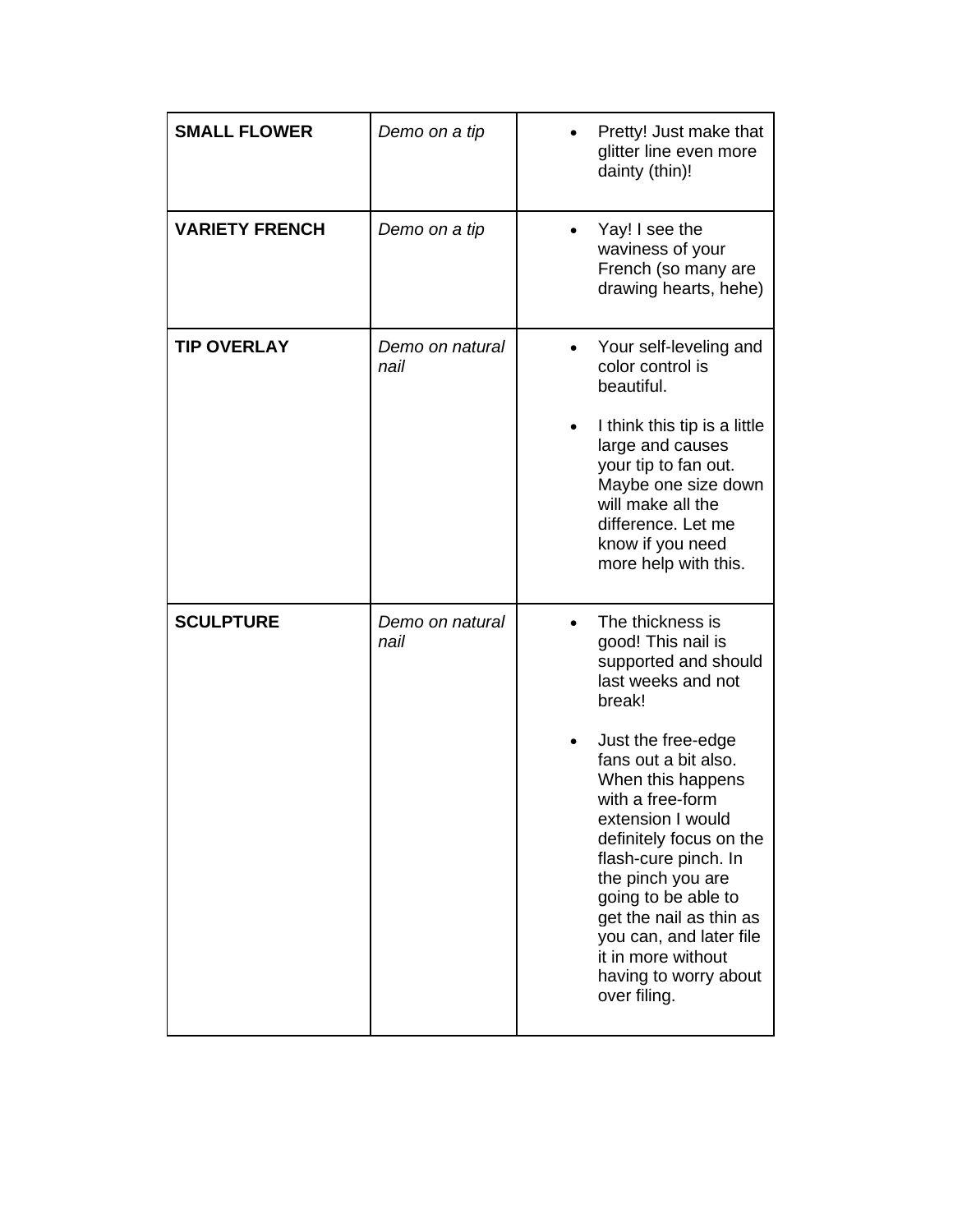| | | |
|---|---|---|
| **SMALL FLOWER** | *Demo on a tip* | • Pretty! Just make that glitter line even more dainty (thin)! |
| **VARIETY FRENCH** | *Demo on a tip* | • Yay! I see the waviness of your French (so many are drawing hearts, hehe) |
| **TIP OVERLAY** | *Demo on natural nail* | • Your self-leveling and color control is beautiful.<br>• I think this tip is a little large and causes your tip to fan out. Maybe one size down will make all the difference. Let me know if you need more help with this. |
| **SCULPTURE** | *Demo on natural nail* | • The thickness is good! This nail is supported and should last weeks and not break!<br>• Just the free-edge fans out a bit also. When this happens with a free-form extension I would definitely focus on the flash-cure pinch. In the pinch you are going to be able to get the nail as thin as you can, and later file it in more without having to worry about over filing. |